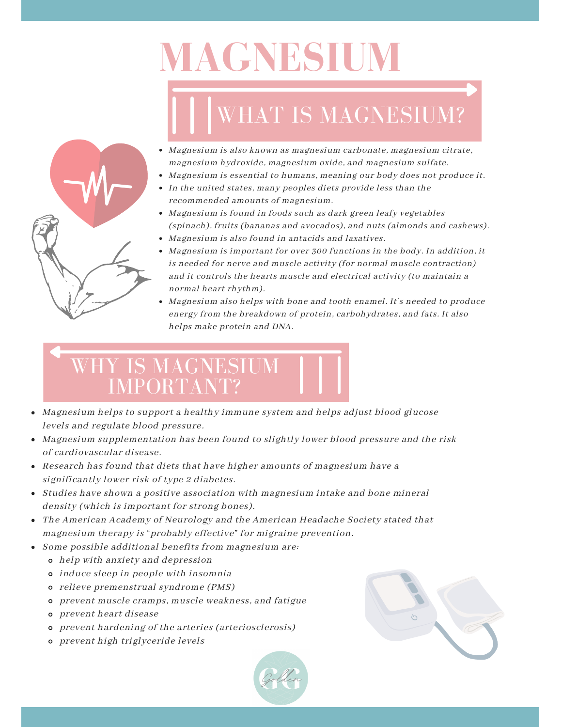# MAGNESIUM

## WHAT IS MAGNESIUM?

- *Magnesium is also known as magnesium carbonate, magnesium citrate, magnesium hydroxide, magnesium oxide, and magnesium sulfate.*
- *Magnesium is essential to humans, meaning our body does not produce it.*
- *In the united states, many peoples diets provide less than the recommended amounts of magnesium.*
- *Magnesium is found in foods such as dark green leafy vegetables (spinach), fruits (bananas and avocados), and nuts (almonds and cashews).*
- *Magnesium is also found in antacids and laxatives.*
- *Magnesium is important for over 300 functions in the body. In addition, it is needed for nerve and muscle activity (for normal muscle contraction) and it controls the hearts muscle and electrical activity (to maintain a normal heart rhythm).*
- *Magnesium also helps with bone and tooth enamel. It's needed to produce energy from the breakdown of protein, carbohydrates, and fats. It also helps make protein and DNA.*

## WHY IS MAGNESIUM IMPORTANT?

- *Magnesium helps to support a healthy immune system and helps adjust blood glucose levels and regulate blood pressure.*
- *Magnesium supplementation has been found to slightly lower blood pressure and the risk of cardiovascular disease.*
- *Research has found that diets that have higher amounts of magnesium have a significantly lower risk of type 2 diabetes.*
- *Studies have shown a positive association with magnesium intake and bone mineral density (which is important for strong bones).*
- *The American Academy of Neurology and the American Headache Society stated that magnesium therapy is "probably effective" for migraine prevention.*
- *Some possible additional benefits from magnesium are:*
  - *help with anxiety and depression*
  - *induce sleep in people with insomnia*
  - *relieve premenstrual syndrome (PMS)*
  - *prevent muscle cramps, muscle weakness, and fatigue*
  - *prevent heart disease*
  - *prevent hardening of the arteries (arteriosclerosis)*
  - *prevent high triglyceride levels*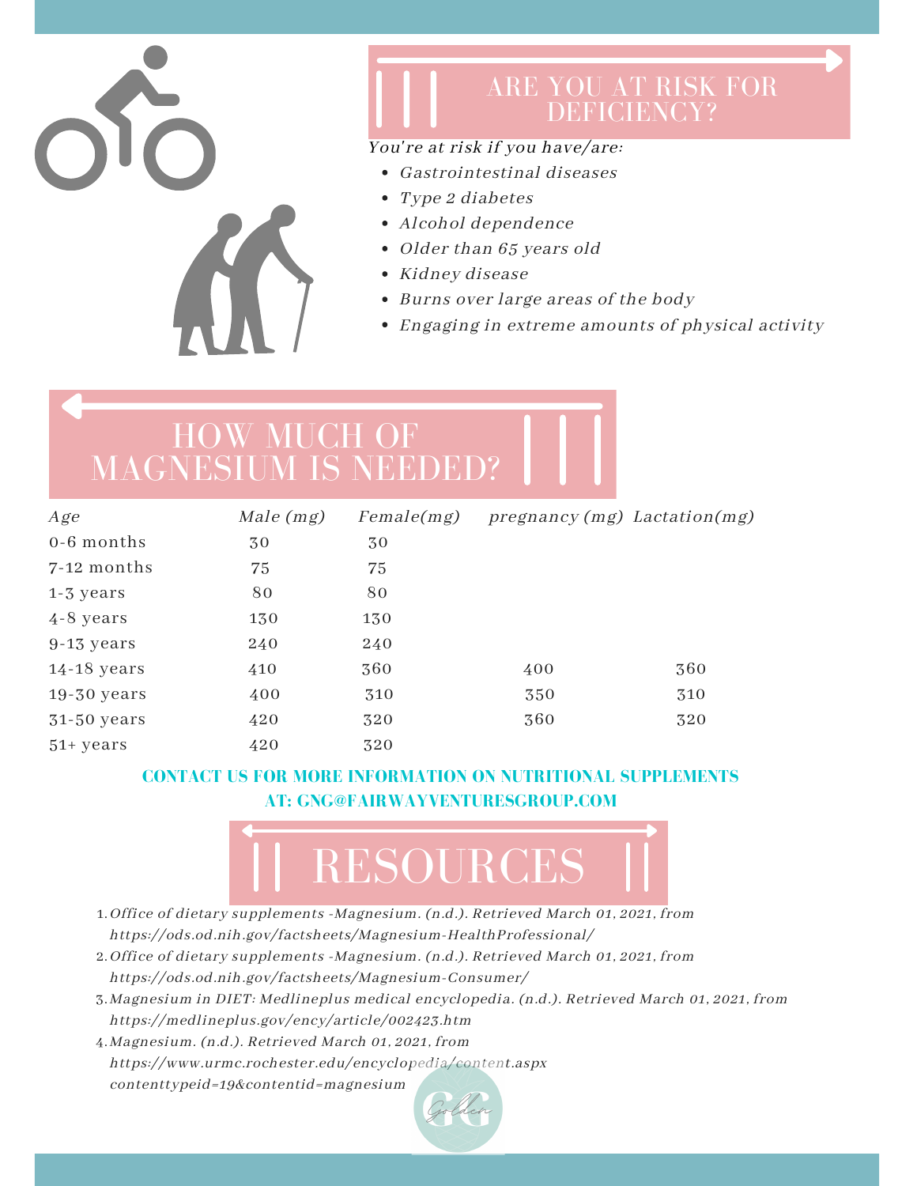## ARE YOU AT RISK FOR DEFICIENCY?

*You're at risk if you have/are:*

- *Gastrointestinal diseases*
- *Type 2 diabetes*
- *Alcohol dependence*
- *Older than 65 years old*
- *Kidney disease*
- *Burns over large areas of the body*
- *Engaging in extreme amounts of physical activity*

## HOW MUCH OF MAGNESIUM IS NEEDED?

| *Age* | *Male (mg)* | *Female(mg)* | *pregnancy (mg)* | *Lactation(mg)* |
|---|---|---|---|---|
| 0-6 months | 30 | 30 | | |
| 7-12 months | 75 | 75 | | |
| 1-3 years | 80 | 80 | | |
| 4-8 years | 130 | 130 | | |
| 9-13 years | 240 | 240 | | |
| 14-18 years | 410 | 360 | 400 | 360 |
| 19-30 years | 400 | 310 | 350 | 310 |
| 31-50 years | 420 | 320 | 360 | 320 |
| 51+ years | 420 | 320 | | |

**CONTACT US FOR MORE INFORMATION ON NUTRITIONAL SUPPLEMENTS AT: GNG@FAIRWAYVENTURESGROUP.COM**

## RESOURCES

1. *Office of dietary supplements -Magnesium. (n.d.). Retrieved March 01, 2021, from https://ods.od.nih.gov/factsheets/Magnesium-HealthProfessional/*
2. *Office of dietary supplements -Magnesium. (n.d.). Retrieved March 01, 2021, from https://ods.od.nih.gov/factsheets/Magnesium-Consumer/*
3. *Magnesium in DIET: Medlineplus medical encyclopedia. (n.d.). Retrieved March 01, 2021, from https://medlineplus.gov/ency/article/002423.htm*
4. *Magnesium. (n.d.). Retrieved March 01, 2021, from https://www.urmc.rochester.edu/encyclopedia/content.aspx contenttypeid=19&contentid=magnesium*